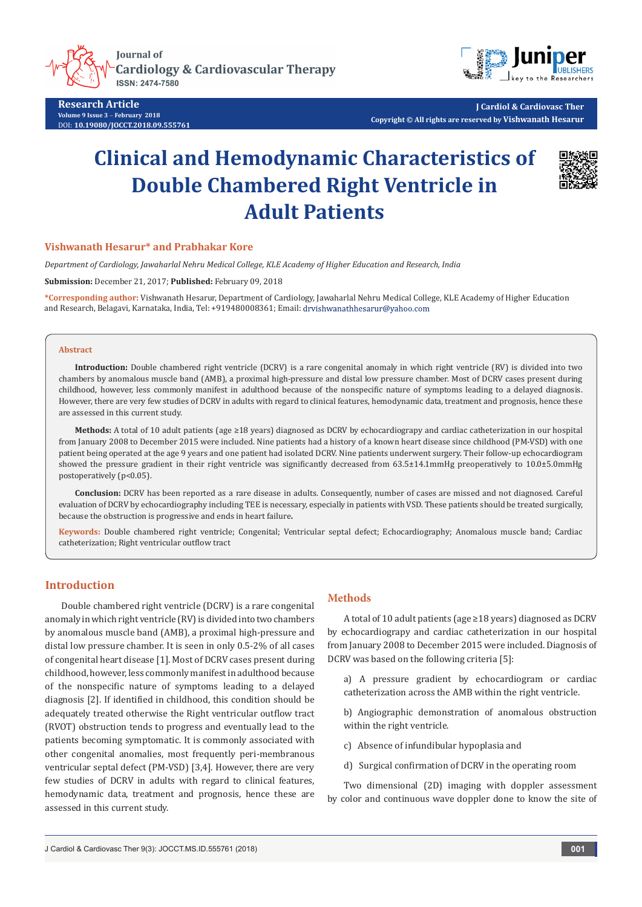Research Article
Volume 9 Issue 3 – February 2018
DOI: 10.19080/JOCCT.2018.09.555761

J Cardiol & Cardiovasc Ther
Copyright © All rights are reserved by Vishwanath Hesarur

# Clinical and Hemodynamic Characteristics of Double Chambered Right Ventricle in Adult Patients

**Vishwanath Hesarur* and Prabhakar Kore**

*Department of Cardiology, Jawaharlal Nehru Medical College, KLE Academy of Higher Education and Research, India*

**Submission:** December 21, 2017; **Published:** February 09, 2018

***Corresponding author:** Vishwanath Hesarur, Department of Cardiology, Jawaharlal Nehru Medical College, KLE Academy of Higher Education and Research, Belagavi, Karnataka, India, Tel: +919480008361; Email: drvishwanathhesarur@yahoo.com

## Abstract

**Introduction:** Double chambered right ventricle (DCRV) is a rare congenital anomaly in which right ventricle (RV) is divided into two chambers by anomalous muscle band (AMB), a proximal high-pressure and distal low pressure chamber. Most of DCRV cases present during childhood, however, less commonly manifest in adulthood because of the nonspecific nature of symptoms leading to a delayed diagnosis. However, there are very few studies of DCRV in adults with regard to clinical features, hemodynamic data, treatment and prognosis, hence these are assessed in this current study.

**Methods:** A total of 10 adult patients (age ≥18 years) diagnosed as DCRV by echocardiograpy and cardiac catheterization in our hospital from January 2008 to December 2015 were included. Nine patients had a history of a known heart disease since childhood (PM-VSD) with one patient being operated at the age 9 years and one patient had isolated DCRV. Nine patients underwent surgery. Their follow-up echocardiogram showed the pressure gradient in their right ventricle was significantly decreased from 63.5±14.1mmHg preoperatively to 10.0±5.0mmHg postoperatively ($p<0.05$).

**Conclusion:** DCRV has been reported as a rare disease in adults. Consequently, number of cases are missed and not diagnosed. Careful evaluation of DCRV by echocardiography including TEE is necessary, especially in patients with VSD. These patients should be treated surgically, because the obstruction is progressive and ends in heart failure**.**

**Keywords:** Double chambered right ventricle; Congenital; Ventricular septal defect; Echocardiography; Anomalous muscle band; Cardiac catheterization; Right ventricular outflow tract

## Introduction

Double chambered right ventricle (DCRV) is a rare congenital anomaly in which right ventricle (RV) is divided into two chambers by anomalous muscle band (AMB), a proximal high-pressure and distal low pressure chamber. It is seen in only 0.5-2% of all cases of congenital heart disease [1]. Most of DCRV cases present during childhood, however, less commonly manifest in adulthood because of the nonspecific nature of symptoms leading to a delayed diagnosis [2]. If identified in childhood, this condition should be adequately treated otherwise the Right ventricular outflow tract (RVOT) obstruction tends to progress and eventually lead to the patients becoming symptomatic. It is commonly associated with other congenital anomalies, most frequently peri-membranous ventricular septal defect (PM-VSD) [3,4]. However, there are very few studies of DCRV in adults with regard to clinical features, hemodynamic data, treatment and prognosis, hence these are assessed in this current study.

## Methods

A total of 10 adult patients (age ≥18 years) diagnosed as DCRV by echocardiograpy and cardiac catheterization in our hospital from January 2008 to December 2015 were included. Diagnosis of DCRV was based on the following criteria [5]:

a) A pressure gradient by echocardiogram or cardiac catheterization across the AMB within the right ventricle.

b) Angiographic demonstration of anomalous obstruction within the right ventricle.

c) Absence of infundibular hypoplasia and

d) Surgical confirmation of DCRV in the operating room

Two dimensional (2D) imaging with doppler assessment by color and continuous wave doppler done to know the site of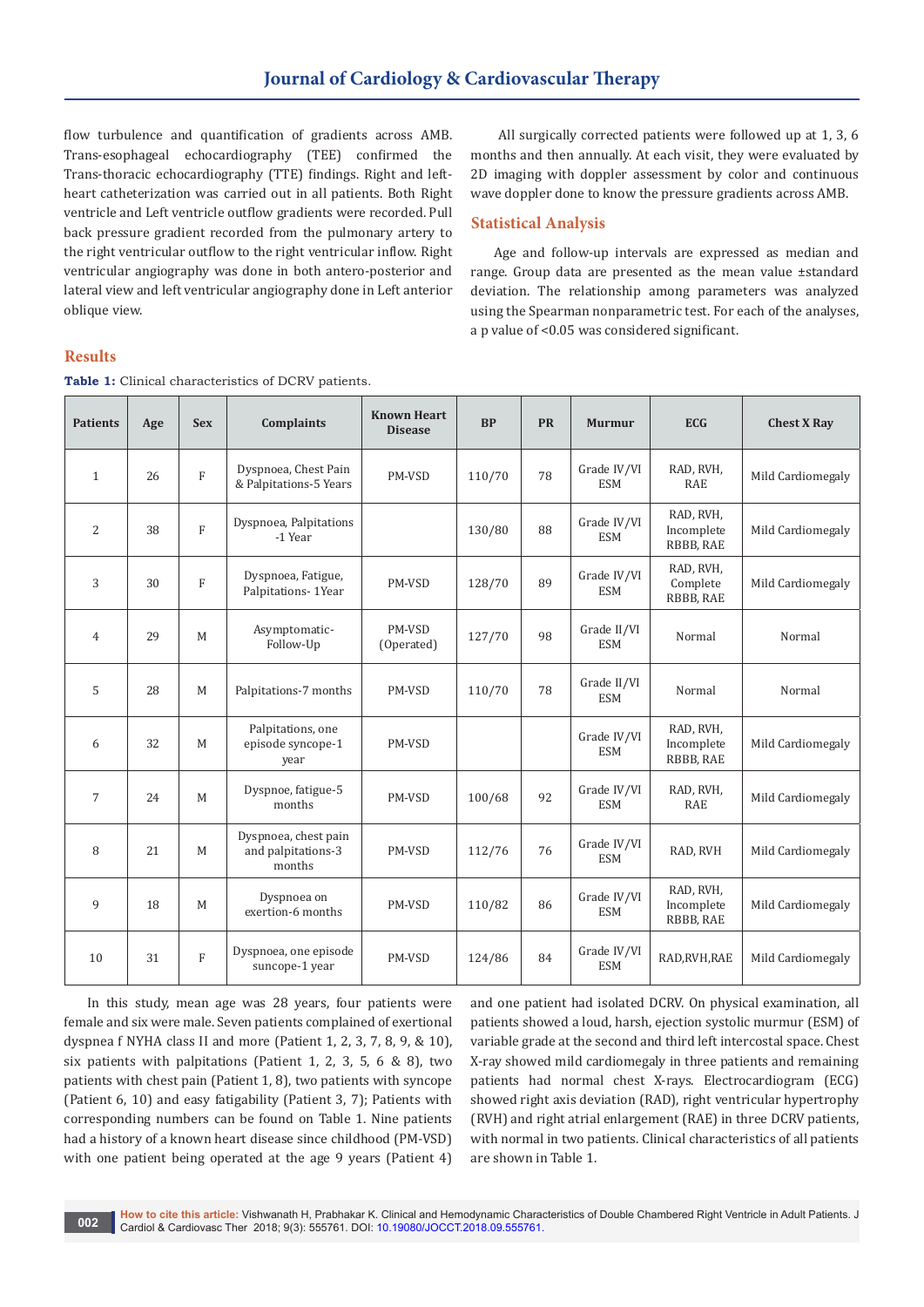flow turbulence and quantification of gradients across AMB. Trans-esophageal echocardiography (TEE) confirmed the Trans-thoracic echocardiography (TTE) findings. Right and left-heart catheterization was carried out in all patients. Both Right ventricle and Left ventricle outflow gradients were recorded. Pull back pressure gradient recorded from the pulmonary artery to the right ventricular outflow to the right ventricular inflow. Right ventricular angiography was done in both antero-posterior and lateral view and left ventricular angiography done in Left anterior oblique view.

All surgically corrected patients were followed up at 1, 3, 6 months and then annually. At each visit, they were evaluated by 2D imaging with doppler assessment by color and continuous wave doppler done to know the pressure gradients across AMB.

## Statistical Analysis

Age and follow-up intervals are expressed as median and range. Group data are presented as the mean value ±standard deviation. The relationship among parameters was analyzed using the Spearman nonparametric test. For each of the analyses, a p value of <0.05 was considered significant.

## Results

**Table 1:** Clinical characteristics of DCRV patients.

| Patients | Age | Sex | Complaints | Known Heart Disease | BP | PR | Murmur | ECG | Chest X Ray |
|---|---|---|---|---|---|---|---|---|---|
| 1 | 26 | F | Dyspnoea, Chest Pain & Palpitations-5 Years | PM-VSD | 110/70 | 78 | Grade IV/VI ESM | RAD, RVH, RAE | Mild Cardiomegaly |
| 2 | 38 | F | Dyspnoea, Palpitations -1 Year | | 130/80 | 88 | Grade IV/VI ESM | RAD, RVH, Incomplete RBBB, RAE | Mild Cardiomegaly |
| 3 | 30 | F | Dyspnoea, Fatigue, Palpitations- 1Year | PM-VSD | 128/70 | 89 | Grade IV/VI ESM | RAD, RVH, Complete RBBB, RAE | Mild Cardiomegaly |
| 4 | 29 | M | Asymptomatic-Follow-Up | PM-VSD (Operated) | 127/70 | 98 | Grade II/VI ESM | Normal | Normal |
| 5 | 28 | M | Palpitations-7 months | PM-VSD | 110/70 | 78 | Grade II/VI ESM | Normal | Normal |
| 6 | 32 | M | Palpitations, one episode syncope-1 year | PM-VSD | | | Grade IV/VI ESM | RAD, RVH, Incomplete RBBB, RAE | Mild Cardiomegaly |
| 7 | 24 | M | Dyspnoe, fatigue-5 months | PM-VSD | 100/68 | 92 | Grade IV/VI ESM | RAD, RVH, RAE | Mild Cardiomegaly |
| 8 | 21 | M | Dyspnoea, chest pain and palpitations-3 months | PM-VSD | 112/76 | 76 | Grade IV/VI ESM | RAD, RVH | Mild Cardiomegaly |
| 9 | 18 | M | Dyspnoea on exertion-6 months | PM-VSD | 110/82 | 86 | Grade IV/VI ESM | RAD, RVH, Incomplete RBBB, RAE | Mild Cardiomegaly |
| 10 | 31 | F | Dyspnoea, one episode suncope-1 year | PM-VSD | 124/86 | 84 | Grade IV/VI ESM | RAD,RVH,RAE | Mild Cardiomegaly |

In this study, mean age was 28 years, four patients were female and six were male. Seven patients complained of exertional dyspnea f NYHA class II and more (Patient 1, 2, 3, 7, 8, 9, & 10), six patients with palpitations (Patient 1, 2, 3, 5, 6 & 8), two patients with chest pain (Patient 1, 8), two patients with syncope (Patient 6, 10) and easy fatigability (Patient 3, 7); Patients with corresponding numbers can be found on Table 1. Nine patients had a history of a known heart disease since childhood (PM-VSD) with one patient being operated at the age 9 years (Patient 4) and one patient had isolated DCRV. On physical examination, all patients showed a loud, harsh, ejection systolic murmur (ESM) of variable grade at the second and third left intercostal space. Chest X-ray showed mild cardiomegaly in three patients and remaining patients had normal chest X-rays. Electrocardiogram (ECG) showed right axis deviation (RAD), right ventricular hypertrophy (RVH) and right atrial enlargement (RAE) in three DCRV patients, with normal in two patients. Clinical characteristics of all patients are shown in Table 1.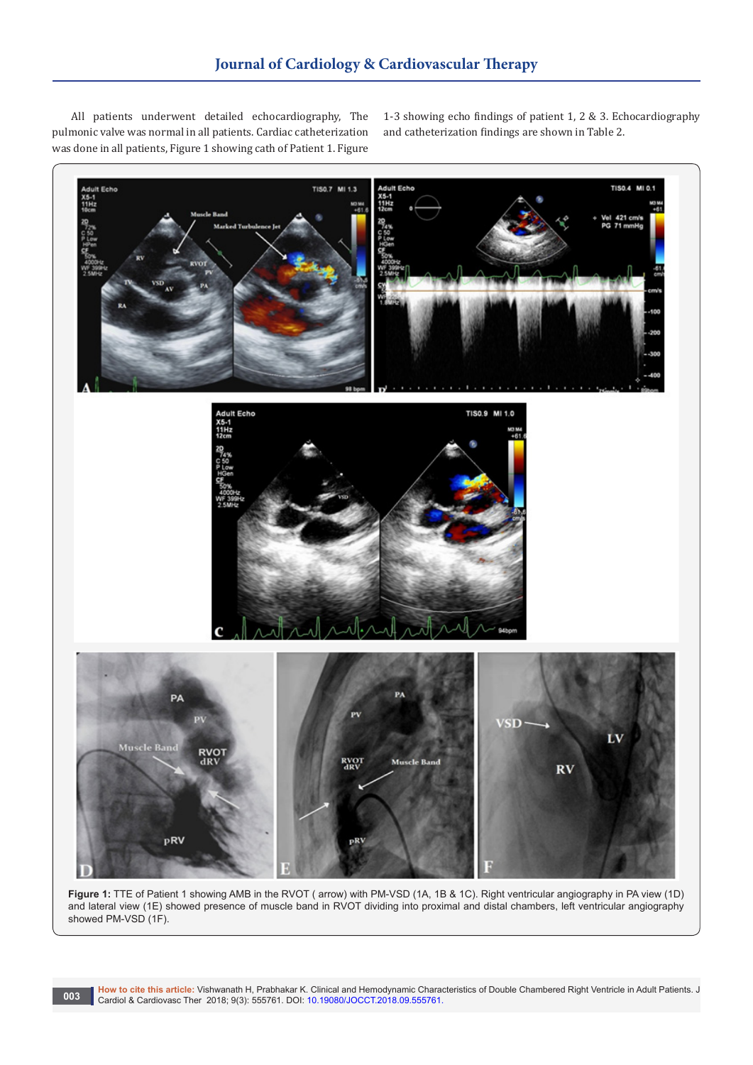All patients underwent detailed echocardiography, The pulmonic valve was normal in all patients. Cardiac catheterization was done in all patients, Figure 1 showing cath of Patient 1. Figure 1-3 showing echo findings of patient 1, 2 & 3. Echocardiography and catheterization findings are shown in Table 2.

**Figure 1:** TTE of Patient 1 showing AMB in the RVOT ( arrow) with PM-VSD (1A, 1B & 1C). Right ventricular angiography in PA view (1D) and lateral view (1E) showed presence of muscle band in RVOT dividing into proximal and distal chambers, left ventricular angiography showed PM-VSD (1F).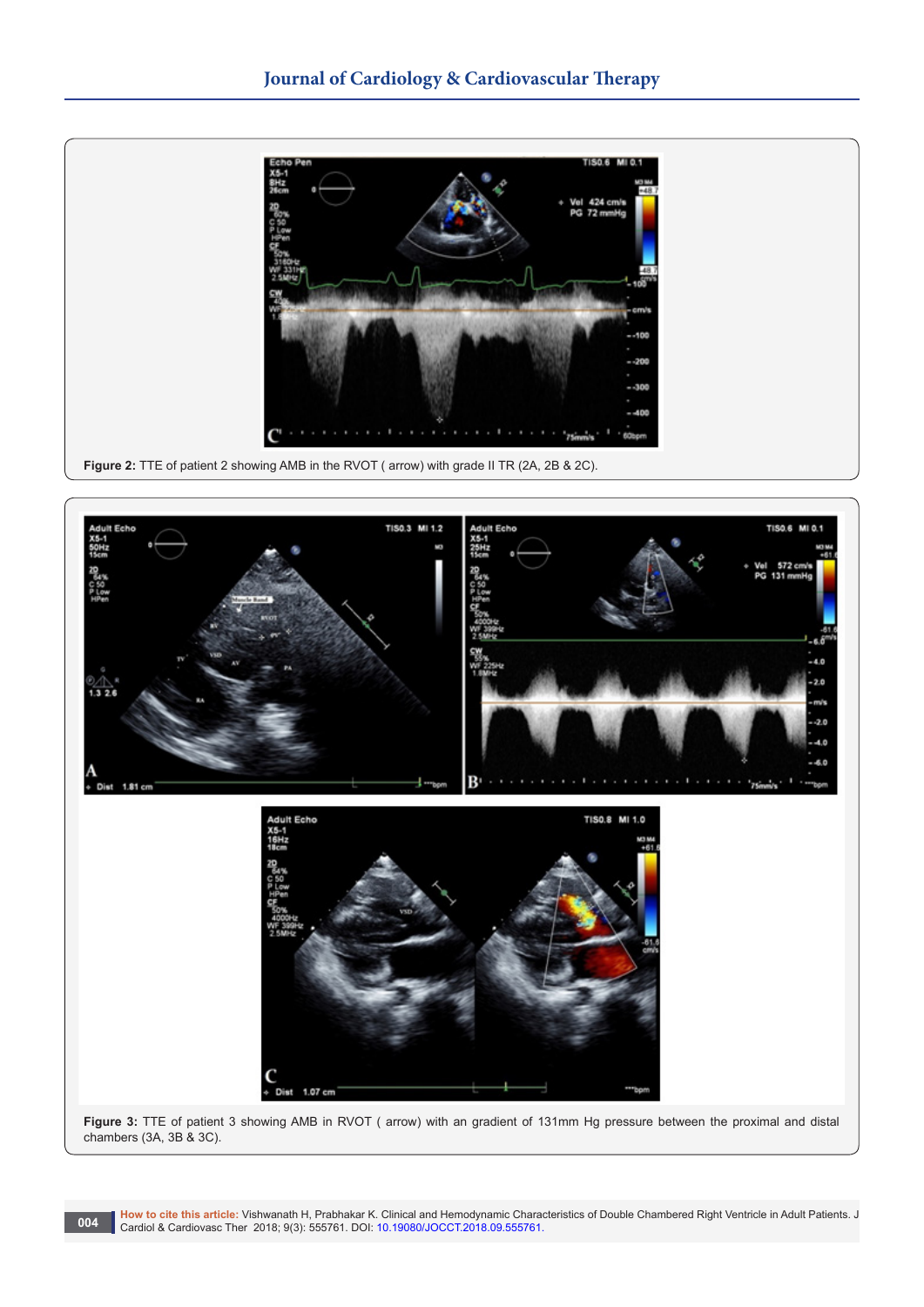**Figure 2:** TTE of patient 2 showing AMB in the RVOT ( arrow) with grade II TR (2A, 2B & 2C).

**Figure 3:** TTE of patient 3 showing AMB in RVOT ( arrow) with an gradient of 131mm Hg pressure between the proximal and distal chambers (3A, 3B & 3C).

**How to cite this article:** Vishwanath H, Prabhakar K. Clinical and Hemodynamic Characteristics of Double Chambered Right Ventricle in Adult Patients. J Cardiol & Cardiovasc Ther 2018; 9(3): 555761. DOI: 10.19080/JOCCT.2018.09.555761.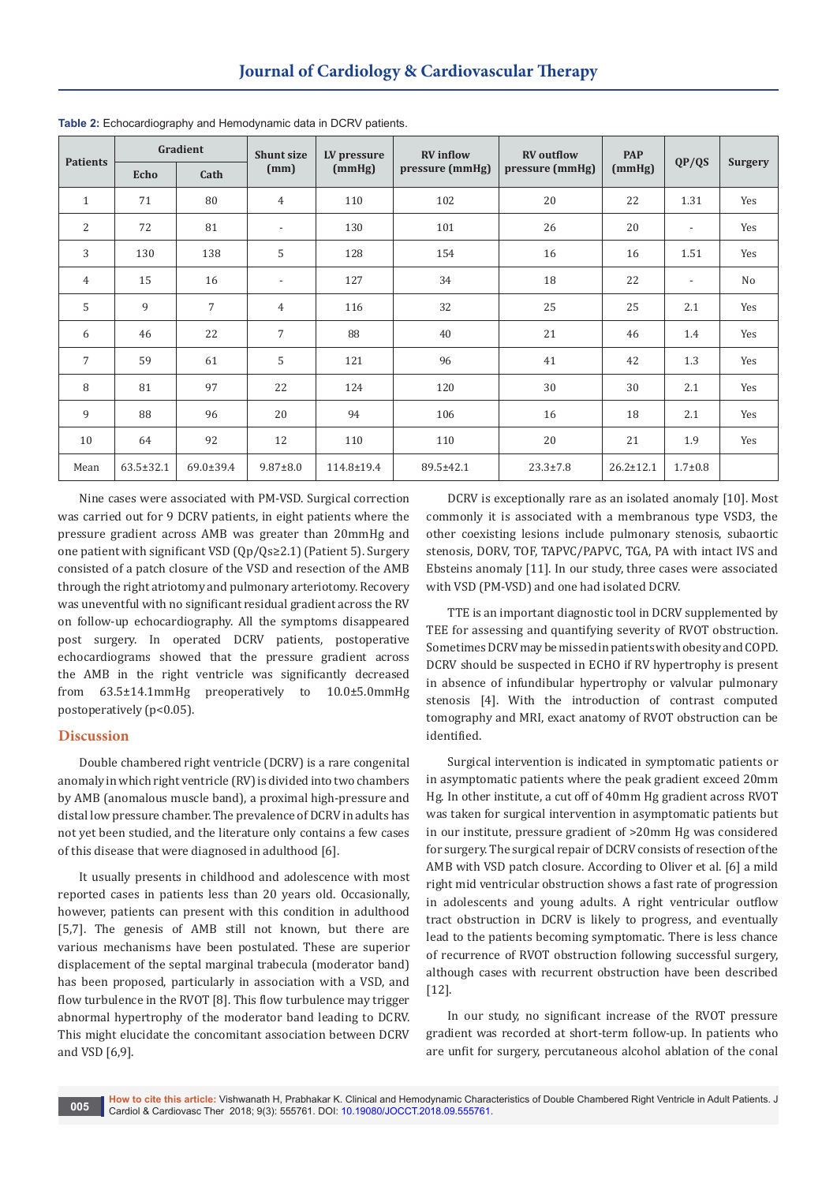**Table 2:** Echocardiography and Hemodynamic data in DCRV patients.

| Patients | Gradient | | Shunt size (mm) | LV pressure (mmHg) | RV inflow pressure (mmHg) | RV outflow pressure (mmHg) | PAP (mmHg) | QP/QS | Surgery |
|---|---|---|---|---|---|---|---|---|---|
| | Echo | Cath | | | | | | | |
| 1 | 71 | 80 | 4 | 110 | 102 | 20 | 22 | 1.31 | Yes |
| 2 | 72 | 81 | - | 130 | 101 | 26 | 20 | - | Yes |
| 3 | 130 | 138 | 5 | 128 | 154 | 16 | 16 | 1.51 | Yes |
| 4 | 15 | 16 | - | 127 | 34 | 18 | 22 | - | No |
| 5 | 9 | 7 | 4 | 116 | 32 | 25 | 25 | 2.1 | Yes |
| 6 | 46 | 22 | 7 | 88 | 40 | 21 | 46 | 1.4 | Yes |
| 7 | 59 | 61 | 5 | 121 | 96 | 41 | 42 | 1.3 | Yes |
| 8 | 81 | 97 | 22 | 124 | 120 | 30 | 30 | 2.1 | Yes |
| 9 | 88 | 96 | 20 | 94 | 106 | 16 | 18 | 2.1 | Yes |
| 10 | 64 | 92 | 12 | 110 | 110 | 20 | 21 | 1.9 | Yes |
| Mean | 63.5±32.1 | 69.0±39.4 | 9.87±8.0 | 114.8±19.4 | 89.5±42.1 | 23.3±7.8 | 26.2±12.1 | 1.7±0.8 | |

Nine cases were associated with PM-VSD. Surgical correction was carried out for 9 DCRV patients, in eight patients where the pressure gradient across AMB was greater than 20mmHg and one patient with significant VSD (Qp/Qs≥2.1) (Patient 5). Surgery consisted of a patch closure of the VSD and resection of the AMB through the right atriotomy and pulmonary arteriotomy. Recovery was uneventful with no significant residual gradient across the RV on follow-up echocardiography. All the symptoms disappeared post surgery. In operated DCRV patients, postoperative echocardiograms showed that the pressure gradient across the AMB in the right ventricle was significantly decreased from 63.5±14.1mmHg preoperatively to 10.0±5.0mmHg postoperatively ($p<0.05$).

## Discussion

Double chambered right ventricle (DCRV) is a rare congenital anomaly in which right ventricle (RV) is divided into two chambers by AMB (anomalous muscle band), a proximal high-pressure and distal low pressure chamber. The prevalence of DCRV in adults has not yet been studied, and the literature only contains a few cases of this disease that were diagnosed in adulthood [6].

It usually presents in childhood and adolescence with most reported cases in patients less than 20 years old. Occasionally, however, patients can present with this condition in adulthood [5,7]. The genesis of AMB still not known, but there are various mechanisms have been postulated. These are superior displacement of the septal marginal trabecula (moderator band) has been proposed, particularly in association with a VSD, and flow turbulence in the RVOT [8]. This flow turbulence may trigger abnormal hypertrophy of the moderator band leading to DCRV. This might elucidate the concomitant association between DCRV and VSD [6,9].

DCRV is exceptionally rare as an isolated anomaly [10]. Most commonly it is associated with a membranous type VSD3, the other coexisting lesions include pulmonary stenosis, subaortic stenosis, DORV, TOF, TAPVC/PAPVC, TGA, PA with intact IVS and Ebsteins anomaly [11]. In our study, three cases were associated with VSD (PM-VSD) and one had isolated DCRV.

TTE is an important diagnostic tool in DCRV supplemented by TEE for assessing and quantifying severity of RVOT obstruction. Sometimes DCRV may be missed in patients with obesity and COPD. DCRV should be suspected in ECHO if RV hypertrophy is present in absence of infundibular hypertrophy or valvular pulmonary stenosis [4]. With the introduction of contrast computed tomography and MRI, exact anatomy of RVOT obstruction can be identified.

Surgical intervention is indicated in symptomatic patients or in asymptomatic patients where the peak gradient exceed 20mm Hg. In other institute, a cut off of 40mm Hg gradient across RVOT was taken for surgical intervention in asymptomatic patients but in our institute, pressure gradient of >20mm Hg was considered for surgery. The surgical repair of DCRV consists of resection of the AMB with VSD patch closure. According to Oliver et al. [6] a mild right mid ventricular obstruction shows a fast rate of progression in adolescents and young adults. A right ventricular outflow tract obstruction in DCRV is likely to progress, and eventually lead to the patients becoming symptomatic. There is less chance of recurrence of RVOT obstruction following successful surgery, although cases with recurrent obstruction have been described [12].

In our study, no significant increase of the RVOT pressure gradient was recorded at short-term follow-up. In patients who are unfit for surgery, percutaneous alcohol ablation of the conal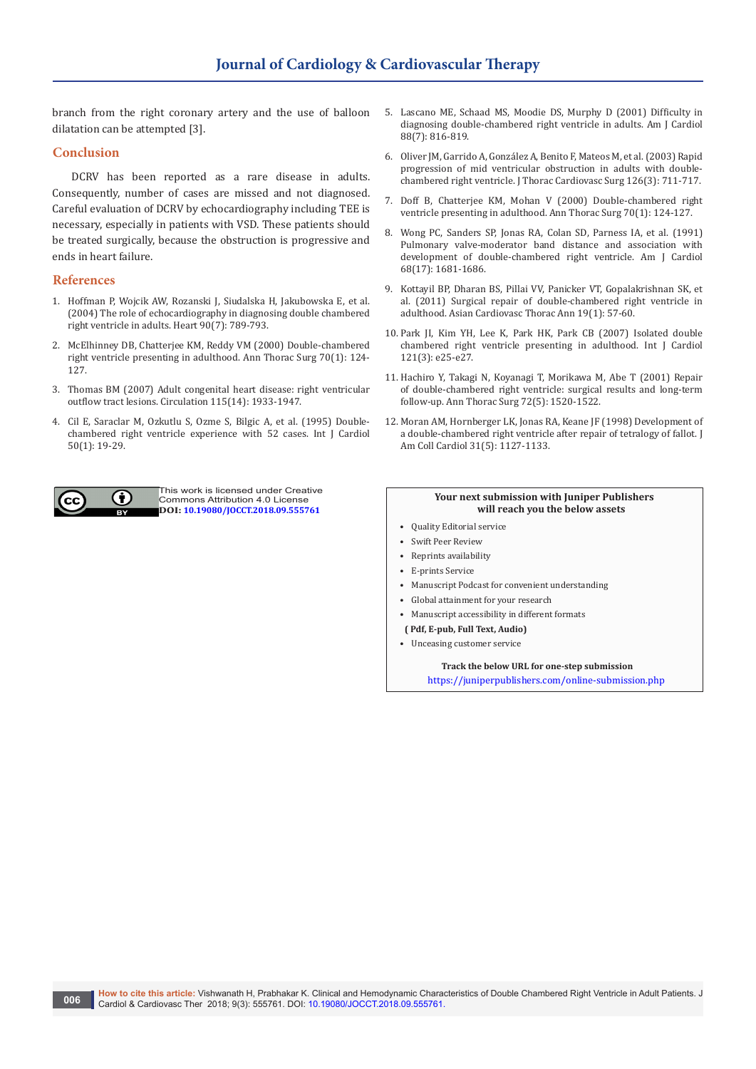branch from the right coronary artery and the use of balloon dilatation can be attempted [3].

## Conclusion

DCRV has been reported as a rare disease in adults. Consequently, number of cases are missed and not diagnosed. Careful evaluation of DCRV by echocardiography including TEE is necessary, especially in patients with VSD. These patients should be treated surgically, because the obstruction is progressive and ends in heart failure.

## References

1. Hoffman P, Wojcik AW, Rozanski J, Siudalska H, Jakubowska E, et al. (2004) The role of echocardiography in diagnosing double chambered right ventricle in adults. Heart 90(7): 789-793.
2. McElhinney DB, Chatterjee KM, Reddy VM (2000) Double-chambered right ventricle presenting in adulthood. Ann Thorac Surg 70(1): 124-127.
3. Thomas BM (2007) Adult congenital heart disease: right ventricular outflow tract lesions. Circulation 115(14): 1933-1947.
4. Cil E, Saraclar M, Ozkutlu S, Ozme S, Bilgic A, et al. (1995) Double-chambered right ventricle experience with 52 cases. Int J Cardiol 50(1): 19-29.
5. Lascano ME, Schaad MS, Moodie DS, Murphy D (2001) Difficulty in diagnosing double-chambered right ventricle in adults. Am J Cardiol 88(7): 816-819.
6. Oliver JM, Garrido A, González A, Benito F, Mateos M, et al. (2003) Rapid progression of mid ventricular obstruction in adults with double-chambered right ventricle. J Thorac Cardiovasc Surg 126(3): 711-717.
7. Doff B, Chatterjee KM, Mohan V (2000) Double-chambered right ventricle presenting in adulthood. Ann Thorac Surg 70(1): 124-127.
8. Wong PC, Sanders SP, Jonas RA, Colan SD, Parness IA, et al. (1991) Pulmonary valve-moderator band distance and association with development of double-chambered right ventricle. Am J Cardiol 68(17): 1681-1686.
9. Kottayil BP, Dharan BS, Pillai VV, Panicker VT, Gopalakrishnan SK, et al. (2011) Surgical repair of double-chambered right ventricle in adulthood. Asian Cardiovasc Thorac Ann 19(1): 57-60.
10. Park JI, Kim YH, Lee K, Park HK, Park CB (2007) Isolated double chambered right ventricle presenting in adulthood. Int J Cardiol 121(3): e25-e27.
11. Hachiro Y, Takagi N, Koyanagi T, Morikawa M, Abe T (2001) Repair of double-chambered right ventricle: surgical results and long-term follow-up. Ann Thorac Surg 72(5): 1520-1522.
12. Moran AM, Hornberger LK, Jonas RA, Keane JF (1998) Development of a double-chambered right ventricle after repair of tetralogy of fallot. J Am Coll Cardiol 31(5): 1127-1133.

This work is licensed under Creative Commons Attribution 4.0 License
**DOI: 10.19080/JOCCT.2018.09.555761**

**Your next submission with Juniper Publishers will reach you the below assets**

- Quality Editorial service
- Swift Peer Review
- Reprints availability
- E-prints Service
- Manuscript Podcast for convenient understanding
- Global attainment for your research
- Manuscript accessibility in different formats

**( Pdf, E-pub, Full Text, Audio)**

- Unceasing customer service

**Track the below URL for one-step submission**
https://juniperpublishers.com/online-submission.php

**How to cite this article:** Vishwanath H, Prabhakar K. Clinical and Hemodynamic Characteristics of Double Chambered Right Ventricle in Adult Patients. J Cardiol & Cardiovasc Ther 2018; 9(3): 555761. DOI: 10.19080/JOCCT.2018.09.555761.